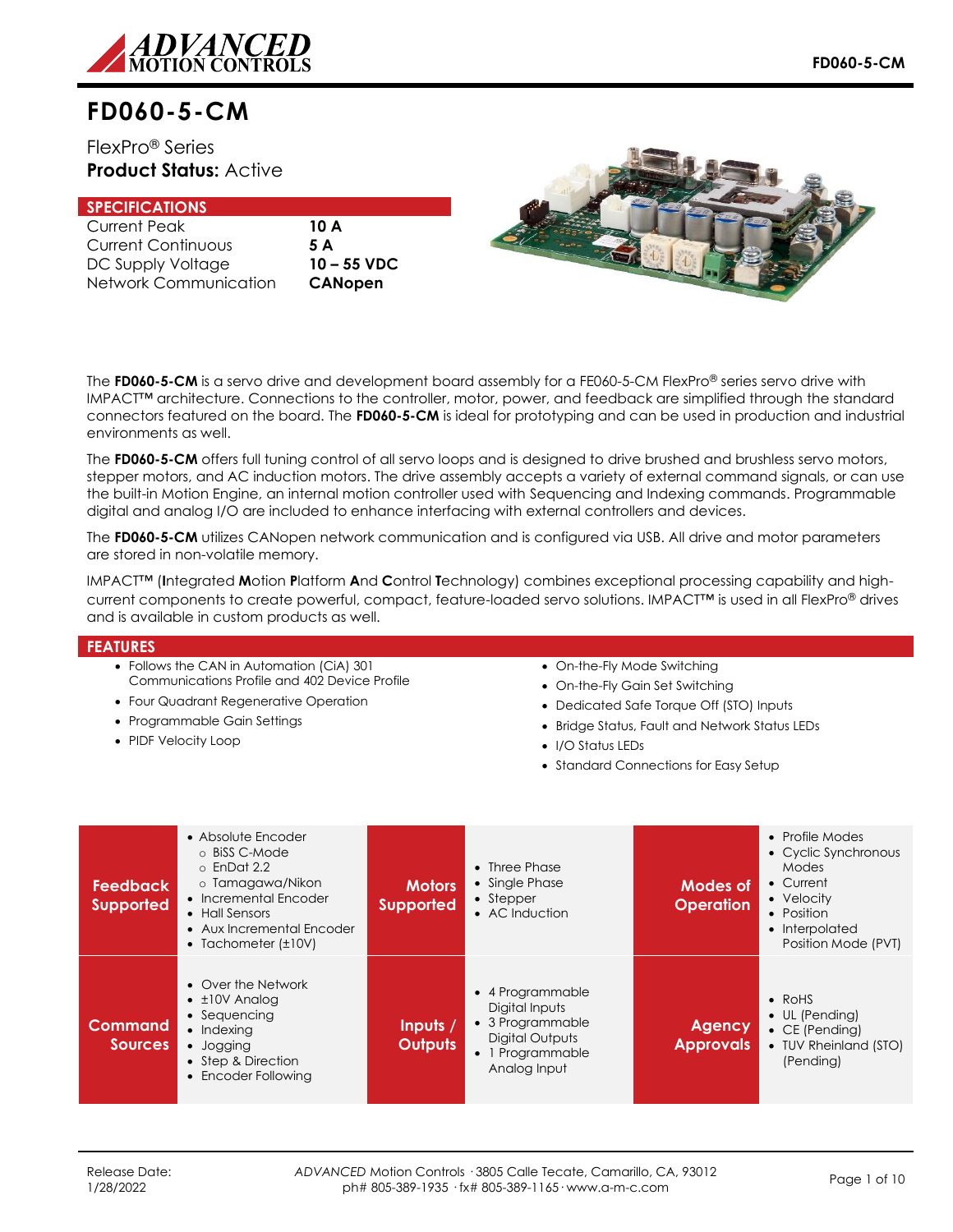# FD060-5-CM

FlexPro® Series
**Product Status:** Active

## SPECIFICATIONS

| | |
|---|---|
| Current Peak | **10 A** |
| Current Continuous | **5 A** |
| DC Supply Voltage | **10 – 55 VDC** |
| Network Communication | **CANopen** |

The **FD060-5-CM** is a servo drive and development board assembly for a FE060-5-CM FlexPro® series servo drive with IMPACT™ architecture. Connections to the controller, motor, power, and feedback are simplified through the standard connectors featured on the board. The **FD060-5-CM** is ideal for prototyping and can be used in production and industrial environments as well.

The **FD060-5-CM** offers full tuning control of all servo loops and is designed to drive brushed and brushless servo motors, stepper motors, and AC induction motors. The drive assembly accepts a variety of external command signals, or can use the built-in Motion Engine, an internal motion controller used with Sequencing and Indexing commands. Programmable digital and analog I/O are included to enhance interfacing with external controllers and devices.

The **FD060-5-CM** utilizes CANopen network communication and is configured via USB. All drive and motor parameters are stored in non-volatile memory.

IMPACT™ (**I**ntegrated **M**otion **P**latform **A**nd **C**ontrol **T**echnology) combines exceptional processing capability and high-current components to create powerful, compact, feature-loaded servo solutions. IMPACT™ is used in all FlexPro® drives and is available in custom products as well.

## FEATURES

- Follows the CAN in Automation (CiA) 301 Communications Profile and 402 Device Profile
- Four Quadrant Regenerative Operation
- Programmable Gain Settings
- PIDF Velocity Loop
- On-the-Fly Mode Switching
- On-the-Fly Gain Set Switching
- Dedicated Safe Torque Off (STO) Inputs
- Bridge Status, Fault and Network Status LEDs
- I/O Status LEDs
- Standard Connections for Easy Setup

| | | | | | |
|---|---|---|---|---|---|
| **Feedback Supported** | • Absolute Encoder<br>  ○ BiSS C-Mode<br>  ○ EnDat 2.2<br>  ○ Tamagawa/Nikon<br>• Incremental Encoder<br>• Hall Sensors<br>• Aux Incremental Encoder<br>• Tachometer (±10V) | **Motors Supported** | • Three Phase<br>• Single Phase<br>• Stepper<br>• AC Induction | **Modes of Operation** | • Profile Modes<br>• Cyclic Synchronous Modes<br>• Current<br>• Velocity<br>• Position<br>• Interpolated Position Mode (PVT) |
| **Command Sources** | • Over the Network<br>• ±10V Analog<br>• Sequencing<br>• Indexing<br>• Jogging<br>• Step & Direction<br>• Encoder Following | **Inputs / Outputs** | • 4 Programmable Digital Inputs<br>• 3 Programmable Digital Outputs<br>• 1 Programmable Analog Input | **Agency Approvals** | • RoHS<br>• UL (Pending)<br>• CE (Pending)<br>• TUV Rheinland (STO) (Pending) |

Release Date: 1/28/2022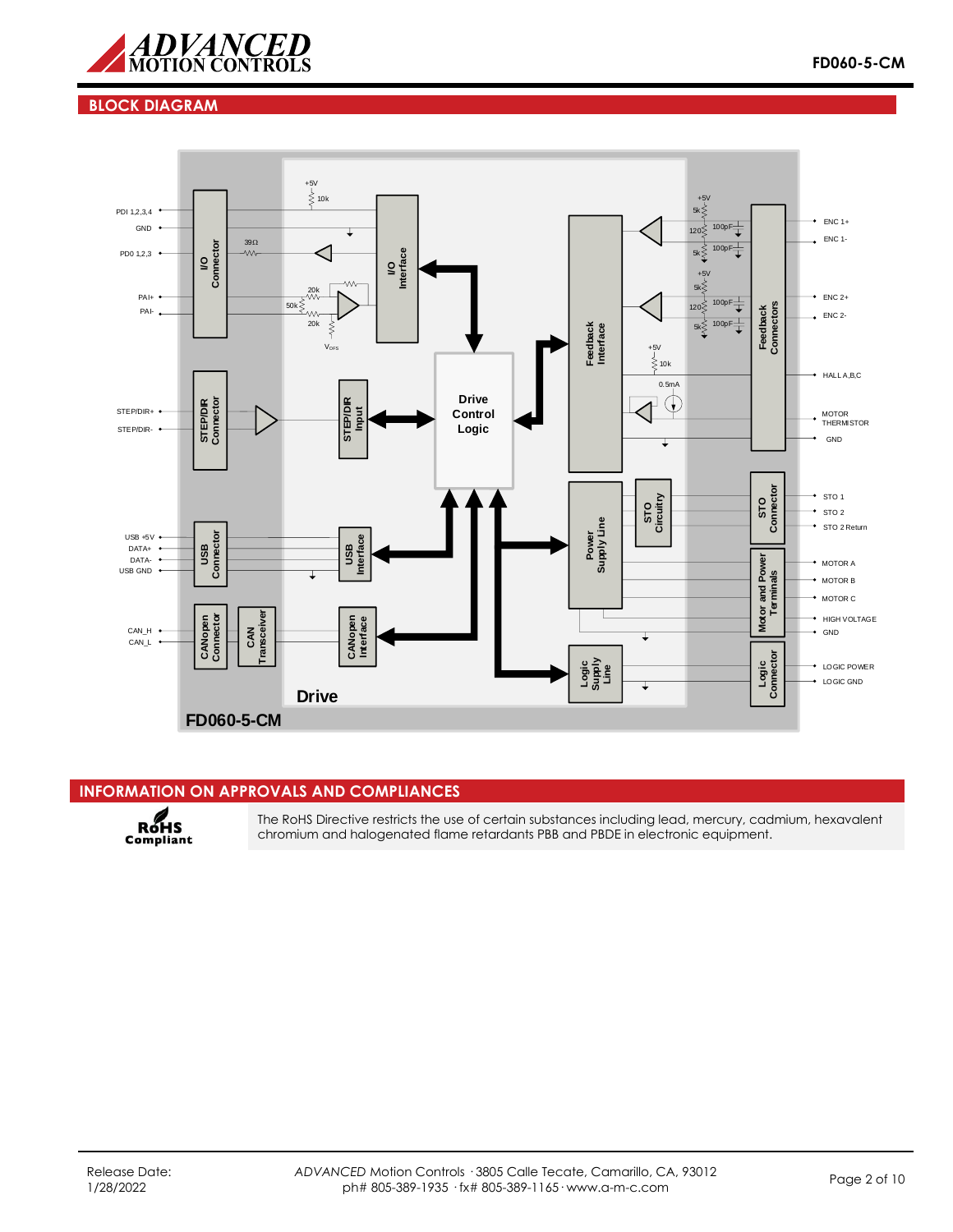## BLOCK DIAGRAM

PDI 1,2,3,4
GND
PD0 1,2,3
PAI+
PAI-
STEP/DIR+
STEP/DIR-
USB +5V
DATA+
DATA-
USB GND
CAN_H
CAN_L

I/O Connector
STEP/DIR Connector
USB Connector
CANopen Connector
CAN Transceiver

+5V
10k
39Ω
20k
50k
20k
$V_{OFS}$

I/O Interface
STEP/DIR Input
USB Interface
CANopen Interface

Drive Control Logic

Feedback Interface
Power Supply Line
STO Circuitry
Logic Supply Line

+5V
5k
120
100pF
100pF
5k
+5V
5k
120
100pF
100pF
5k
+5V
10k
0.5mA

Feedback Connectors
STO Connector
Motor and Power Terminals
Logic Connector

ENC 1+
ENC 1-
ENC 2+
ENC 2-
HALL A,B,C
MOTOR THERMISTOR
GND
STO 1
STO 2
STO 2 Return
MOTOR A
MOTOR B
MOTOR C
HIGH VOLTAGE
GND
LOGIC POWER
LOGIC GND

Drive

FD060-5-CM

## INFORMATION ON APPROVALS AND COMPLIANCES

RoHS Compliant

The RoHS Directive restricts the use of certain substances including lead, mercury, cadmium, hexavalent chromium and halogenated flame retardants PBB and PBDE in electronic equipment.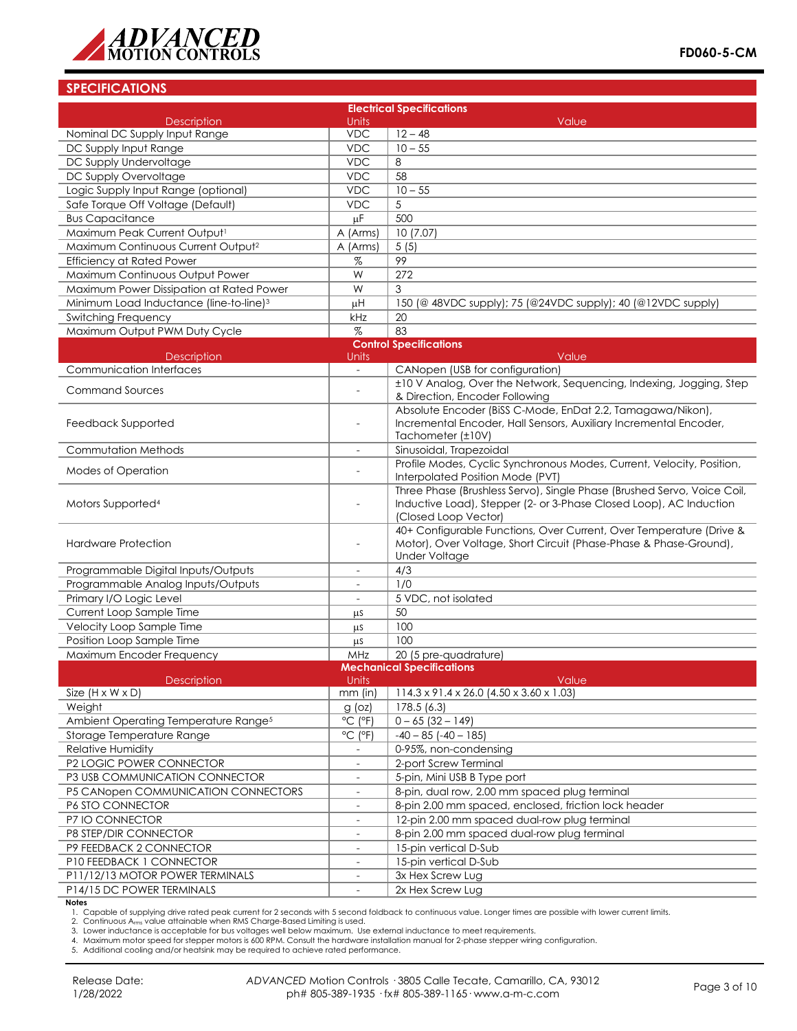## SPECIFICATIONS

| Electrical Specifications | | |
|---|---|---|
| Description | Units | Value |
| Nominal DC Supply Input Range | VDC | 12 – 48 |
| DC Supply Input Range | VDC | 10 – 55 |
| DC Supply Undervoltage | VDC | 8 |
| DC Supply Overvoltage | VDC | 58 |
| Logic Supply Input Range (optional) | VDC | 10 – 55 |
| Safe Torque Off Voltage (Default) | VDC | 5 |
| Bus Capacitance | μF | 500 |
| Maximum Peak Current Output[1] | A (Arms) | 10 (7.07) |
| Maximum Continuous Current Output[2] | A (Arms) | 5 (5) |
| Efficiency at Rated Power | % | 99 |
| Maximum Continuous Output Power | W | 272 |
| Maximum Power Dissipation at Rated Power | W | 3 |
| Minimum Load Inductance (line-to-line)[3] | μH | 150 (@ 48VDC supply); 75 (@24VDC supply); 40 (@12VDC supply) |
| Switching Frequency | kHz | 20 |
| Maximum Output PWM Duty Cycle | % | 83 |

| Control Specifications | | |
|---|---|---|
| Description | Units | Value |
| Communication Interfaces | - | CANopen (USB for configuration) |
| Command Sources | - | ±10 V Analog, Over the Network, Sequencing, Indexing, Jogging, Step & Direction, Encoder Following |
| Feedback Supported | - | Absolute Encoder (BiSS C-Mode, EnDat 2.2, Tamagawa/Nikon), Incremental Encoder, Hall Sensors, Auxiliary Incremental Encoder, Tachometer (±10V) |
| Commutation Methods | - | Sinusoidal, Trapezoidal |
| Modes of Operation | - | Profile Modes, Cyclic Synchronous Modes, Current, Velocity, Position, Interpolated Position Mode (PVT) |
| Motors Supported[4] | - | Three Phase (Brushless Servo), Single Phase (Brushed Servo, Voice Coil, Inductive Load), Stepper (2- or 3-Phase Closed Loop), AC Induction (Closed Loop Vector) |
| Hardware Protection | - | 40+ Configurable Functions, Over Current, Over Temperature (Drive & Motor), Over Voltage, Short Circuit (Phase-Phase & Phase-Ground), Under Voltage |
| Programmable Digital Inputs/Outputs | - | 4/3 |
| Programmable Analog Inputs/Outputs | - | 1/0 |
| Primary I/O Logic Level | - | 5 VDC, not isolated |
| Current Loop Sample Time | μs | 50 |
| Velocity Loop Sample Time | μs | 100 |
| Position Loop Sample Time | μs | 100 |
| Maximum Encoder Frequency | MHz | 20 (5 pre-quadrature) |

| Mechanical Specifications | | |
|---|---|---|
| Description | Units | Value |
| Size (H x W x D) | mm (in) | 114.3 x 91.4 x 26.0 (4.50 x 3.60 x 1.03) |
| Weight | g (oz) | 178.5 (6.3) |
| Ambient Operating Temperature Range[5] | °C (°F) | 0 – 65 (32 – 149) |
| Storage Temperature Range | °C (°F) | -40 – 85 (-40 – 185) |
| Relative Humidity | - | 0-95%, non-condensing |
| P2 LOGIC POWER CONNECTOR | - | 2-port Screw Terminal |
| P3 USB COMMUNICATION CONNECTOR | - | 5-pin, Mini USB B Type port |
| P5 CANopen COMMUNICATION CONNECTORS | - | 8-pin, dual row, 2.00 mm spaced plug terminal |
| P6 STO CONNECTOR | - | 8-pin 2.00 mm spaced, enclosed, friction lock header |
| P7 IO CONNECTOR | - | 12-pin 2.00 mm spaced dual-row plug terminal |
| P8 STEP/DIR CONNECTOR | - | 8-pin 2.00 mm spaced dual-row plug terminal |
| P9 FEEDBACK 2 CONNECTOR | - | 15-pin vertical D-Sub |
| P10 FEEDBACK 1 CONNECTOR | - | 15-pin vertical D-Sub |
| P11/12/13 MOTOR POWER TERMINALS | - | 3x Hex Screw Lug |
| P14/15 DC POWER TERMINALS | - | 2x Hex Screw Lug |

**Notes**

1. Capable of supplying drive rated peak current for 2 seconds with 5 second foldback to continuous value. Longer times are possible with lower current limits.
2. Continuous $A_{rms}$ value attainable when RMS Charge-Based Limiting is used.
3. Lower inductance is acceptable for bus voltages well below maximum. Use external inductance to meet requirements.
4. Maximum motor speed for stepper motors is 600 RPM. Consult the hardware installation manual for 2-phase stepper wiring configuration.
5. Additional cooling and/or heatsink may be required to achieve rated performance.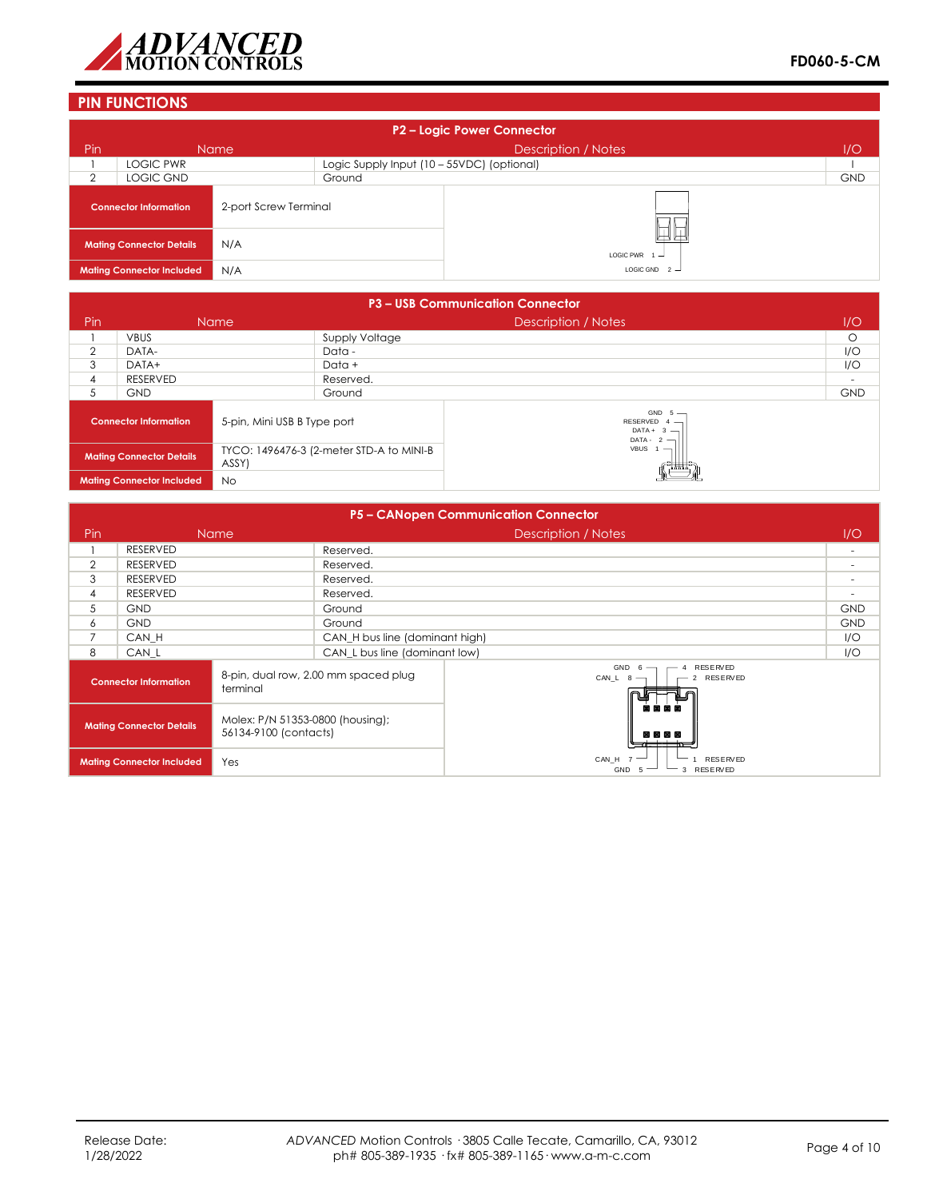## PIN FUNCTIONS

### P2 – Logic Power Connector

| Pin | Name | Description / Notes | I/O |
|---|---|---|---|
| 1 | LOGIC PWR | Logic Supply Input (10 – 55VDC) (optional) | I |
| 2 | LOGIC GND | Ground | GND |

| | |
|---|---|
| **Connector Information** | 2-port Screw Terminal |
| **Mating Connector Details** | N/A |
| **Mating Connector Included** | N/A |

### P3 – USB Communication Connector

| Pin | Name | Description / Notes | I/O |
|---|---|---|---|
| 1 | VBUS | Supply Voltage | O |
| 2 | DATA- | Data - | I/O |
| 3 | DATA+ | Data + | I/O |
| 4 | RESERVED | Reserved. | - |
| 5 | GND | Ground | GND |

| | |
|---|---|
| **Connector Information** | 5-pin, Mini USB B Type port |
| **Mating Connector Details** | TYCO: 1496476-3 (2-meter STD-A to MINI-B ASSY) |
| **Mating Connector Included** | No |

### P5 – CANopen Communication Connector

| Pin | Name | Description / Notes | I/O |
|---|---|---|---|
| 1 | RESERVED | Reserved. | - |
| 2 | RESERVED | Reserved. | - |
| 3 | RESERVED | Reserved. | - |
| 4 | RESERVED | Reserved. | - |
| 5 | GND | Ground | GND |
| 6 | GND | Ground | GND |
| 7 | CAN_H | CAN_H bus line (dominant high) | I/O |
| 8 | CAN_L | CAN_L bus line (dominant low) | I/O |

| | |
|---|---|
| **Connector Information** | 8-pin, dual row, 2.00 mm spaced plug terminal |
| **Mating Connector Details** | Molex: P/N 51353-0800 (housing); 56134-9100 (contacts) |
| **Mating Connector Included** | Yes |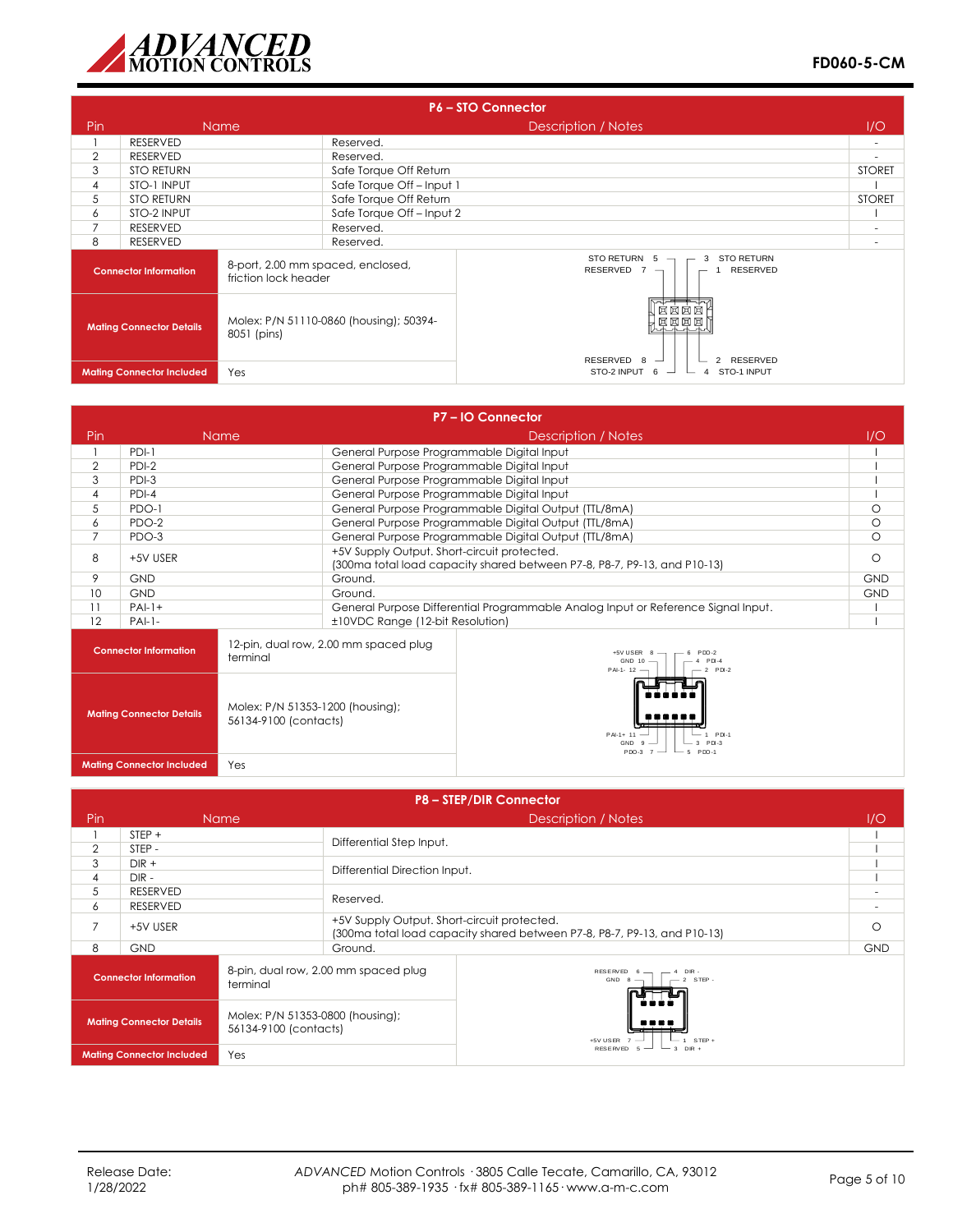## P6 – STO Connector

| Pin | Name | Description / Notes | I/O |
|---|---|---|---|
| 1 | RESERVED | Reserved. | - |
| 2 | RESERVED | Reserved. | - |
| 3 | STO RETURN | Safe Torque Off Return | STORET |
| 4 | STO-1 INPUT | Safe Torque Off – Input 1 | I |
| 5 | STO RETURN | Safe Torque Off Return | STORET |
| 6 | STO-2 INPUT | Safe Torque Off – Input 2 | I |
| 7 | RESERVED | Reserved. | - |
| 8 | RESERVED | Reserved. | - |

| | |
|---|---|
| **Connector Information** | 8-port, 2.00 mm spaced, enclosed, friction lock header |
| **Mating Connector Details** | Molex: P/N 51110-0860 (housing); 50394-8051 (pins) |
| **Mating Connector Included** | Yes |

STO RETURN 5, RESERVED 7, RESERVED 8, STO-2 INPUT 6, 3 STO RETURN, 1 RESERVED, 2 RESERVED, 4 STO-1 INPUT

## P7 – IO Connector

| Pin | Name | Description / Notes | I/O |
|---|---|---|---|
| 1 | PDI-1 | General Purpose Programmable Digital Input | I |
| 2 | PDI-2 | General Purpose Programmable Digital Input | I |
| 3 | PDI-3 | General Purpose Programmable Digital Input | I |
| 4 | PDI-4 | General Purpose Programmable Digital Input | I |
| 5 | PDO-1 | General Purpose Programmable Digital Output (TTL/8mA) | O |
| 6 | PDO-2 | General Purpose Programmable Digital Output (TTL/8mA) | O |
| 7 | PDO-3 | General Purpose Programmable Digital Output (TTL/8mA) | O |
| 8 | +5V USER | +5V Supply Output. Short-circuit protected. (300ma total load capacity shared between P7-8, P8-7, P9-13, and P10-13) | O |
| 9 | GND | Ground. | GND |
| 10 | GND | Ground. | GND |
| 11 | PAI-1+ | General Purpose Differential Programmable Analog Input or Reference Signal Input. ±10VDC Range (12-bit Resolution) | I |
| 12 | PAI-1- | | I |

| | |
|---|---|
| **Connector Information** | 12-pin, dual row, 2.00 mm spaced plug terminal |
| **Mating Connector Details** | Molex: P/N 51353-1200 (housing); 56134-9100 (contacts) |
| **Mating Connector Included** | Yes |

+5V USER 8, GND 10, PAI-1- 12, PAI-1+ 11, GND 9, PDO-3 7, 6 PDO-2, 4 PDI-4, 2 PDI-2, 1 PDI-1, 3 PDI-3, 5 PDO-1

## P8 – STEP/DIR Connector

| Pin | Name | Description / Notes | I/O |
|---|---|---|---|
| 1 | STEP + | Differential Step Input. | I |
| 2 | STEP - | | I |
| 3 | DIR + | Differential Direction Input. | I |
| 4 | DIR - | | I |
| 5 | RESERVED | Reserved. | - |
| 6 | RESERVED | | - |
| 7 | +5V USER | +5V Supply Output. Short-circuit protected. (300ma total load capacity shared between P7-8, P8-7, P9-13, and P10-13) | O |
| 8 | GND | Ground. | GND |

| | |
|---|---|
| **Connector Information** | 8-pin, dual row, 2.00 mm spaced plug terminal |
| **Mating Connector Details** | Molex: P/N 51353-0800 (housing); 56134-9100 (contacts) |
| **Mating Connector Included** | Yes |

RESERVED 6, GND 8, +5V USER 7, RESERVED 5, 4 DIR -, 2 STEP -, 1 STEP +, 3 DIR +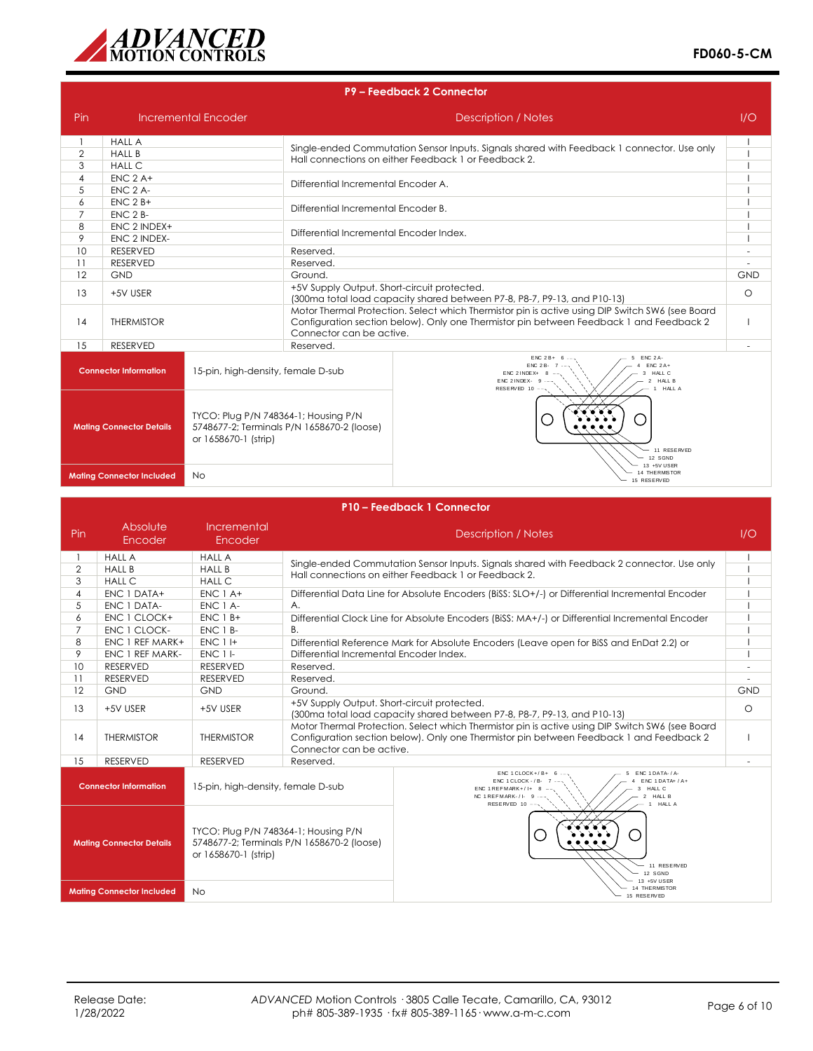## P9 – Feedback 2 Connector

| Pin | Incremental Encoder | Description / Notes | I/O |
|---|---|---|---|
| 1 | HALL A | Single-ended Commutation Sensor Inputs. Signals shared with Feedback 1 connector. Use only Hall connections on either Feedback 1 or Feedback 2. | I |
| 2 | HALL B | | I |
| 3 | HALL C | | I |
| 4 | ENC 2 A+ | Differential Incremental Encoder A. | I |
| 5 | ENC 2 A- | | I |
| 6 | ENC 2 B+ | Differential Incremental Encoder B. | I |
| 7 | ENC 2 B- | | I |
| 8 | ENC 2 INDEX+ | Differential Incremental Encoder Index. | I |
| 9 | ENC 2 INDEX- | | I |
| 10 | RESERVED | Reserved. | - |
| 11 | RESERVED | Reserved. | - |
| 12 | GND | Ground. | GND |
| 13 | +5V USER | +5V Supply Output. Short-circuit protected. (300ma total load capacity shared between P7-8, P8-7, P9-13, and P10-13) | O |
| 14 | THERMISTOR | Motor Thermal Protection. Select which Thermistor pin is active using DIP Switch SW6 (see Board Configuration section below). Only one Thermistor pin between Feedback 1 and Feedback 2 Connector can be active. | I |
| 15 | RESERVED | Reserved. | - |

| | |
|---|---|
| **Connector Information** | 15-pin, high-density, female D-sub |
| **Mating Connector Details** | TYCO: Plug P/N 748364-1; Housing P/N 5748677-2; Terminals P/N 1658670-2 (loose) or 1658670-1 (strip) |
| **Mating Connector Included** | No |

Connector pinout: 1 HALL A; 2 HALL B; 3 HALL C; 4 ENC 2A+; 5 ENC 2A-; 6 ENC 2B+; 7 ENC 2B-; 8 ENC 2INDEX+; 9 ENC 2INDEX-; 10 RESERVED; 11 RESERVED; 12 SGND; 13 +5V USER; 14 THERMISTOR; 15 RESERVED

## P10 – Feedback 1 Connector

| Pin | Absolute Encoder | Incremental Encoder | Description / Notes | I/O |
|---|---|---|---|---|
| 1 | HALL A | HALL A | Single-ended Commutation Sensor Inputs. Signals shared with Feedback 2 connector. Use only Hall connections on either Feedback 1 or Feedback 2. | I |
| 2 | HALL B | HALL B | | I |
| 3 | HALL C | HALL C | | I |
| 4 | ENC 1 DATA+ | ENC 1 A+ | Differential Data Line for Absolute Encoders (BiSS: SLO+/-) or Differential Incremental Encoder A. | I |
| 5 | ENC 1 DATA- | ENC 1 A- | | I |
| 6 | ENC 1 CLOCK+ | ENC 1 B+ | Differential Clock Line for Absolute Encoders (BiSS: MA+/-) or Differential Incremental Encoder B. | I |
| 7 | ENC 1 CLOCK- | ENC 1 B- | | I |
| 8 | ENC 1 REF MARK+ | ENC 1 I+ | Differential Reference Mark for Absolute Encoders (Leave open for BiSS and EnDat 2.2) or Differential Incremental Encoder Index. | I |
| 9 | ENC 1 REF MARK- | ENC 1 I- | | I |
| 10 | RESERVED | RESERVED | Reserved. | - |
| 11 | RESERVED | RESERVED | Reserved. | - |
| 12 | GND | GND | Ground. | GND |
| 13 | +5V USER | +5V USER | +5V Supply Output. Short-circuit protected. (300ma total load capacity shared between P7-8, P8-7, P9-13, and P10-13) | O |
| 14 | THERMISTOR | THERMISTOR | Motor Thermal Protection. Select which Thermistor pin is active using DIP Switch SW6 (see Board Configuration section below). Only one Thermistor pin between Feedback 1 and Feedback 2 Connector can be active. | I |
| 15 | RESERVED | RESERVED | Reserved. | - |

| | |
|---|---|
| **Connector Information** | 15-pin, high-density, female D-sub |
| **Mating Connector Details** | TYCO: Plug P/N 748364-1; Housing P/N 5748677-2; Terminals P/N 1658670-2 (loose) or 1658670-1 (strip) |
| **Mating Connector Included** | No |

Connector pinout: 1 HALL A; 2 HALL B; 3 HALL C; 4 ENC 1DATA+ / A+; 5 ENC 1DATA- / A-; 6 ENC 1CLOCK+ / B+; 7 ENC 1CLOCK- / B-; 8 ENC 1REFMARK+ / I+; 9 NC 1REFMARK- / I-; 10 RESERVED; 11 RESERVED; 12 SGND; 13 +5V USER; 14 THERMISTOR; 15 RESERVED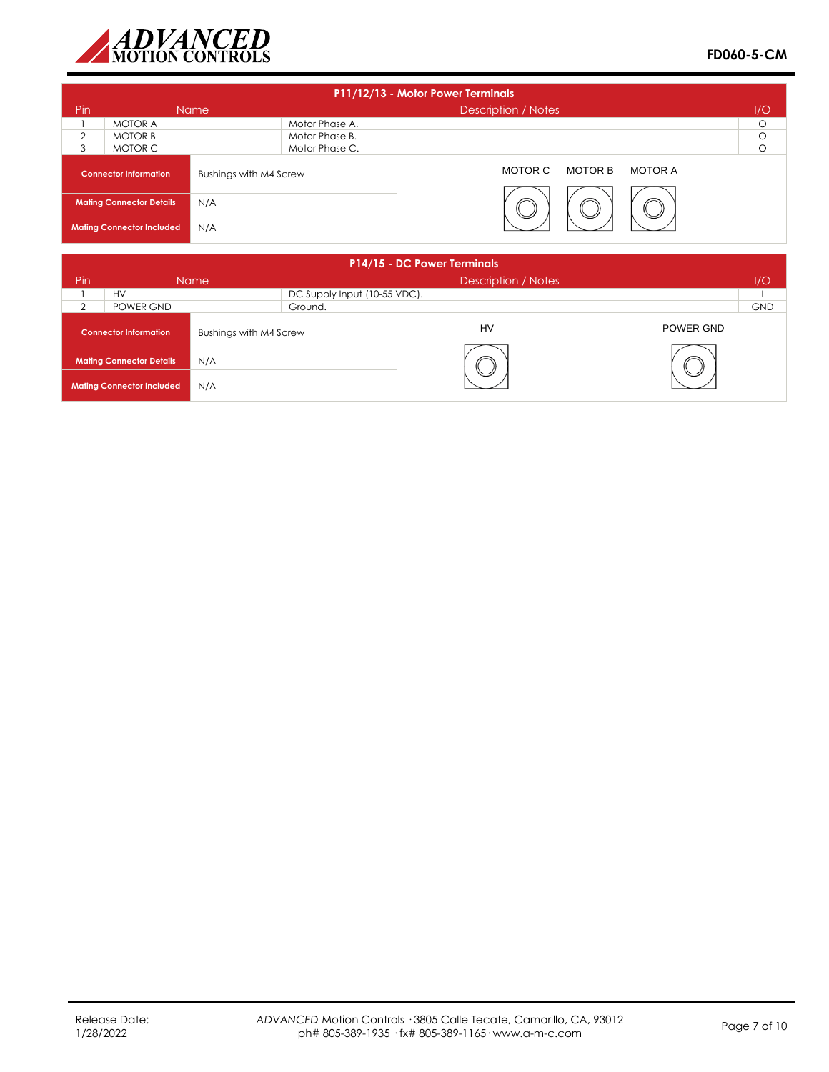## P11/12/13 - Motor Power Terminals

| Pin | Name | Description / Notes | I/O |
|---|---|---|---|
| 1 | MOTOR A | Motor Phase A. | O |
| 2 | MOTOR B | Motor Phase B. | O |
| 3 | MOTOR C | Motor Phase C. | O |

| | |
|---|---|
| **Connector Information** | Bushings with M4 Screw |
| **Mating Connector Details** | N/A |
| **Mating Connector Included** | N/A |

MOTOR C MOTOR B MOTOR A

## P14/15 - DC Power Terminals

| Pin | Name | Description / Notes | I/O |
|---|---|---|---|
| 1 | HV | DC Supply Input (10-55 VDC). | I |
| 2 | POWER GND | Ground. | GND |

| | |
|---|---|
| **Connector Information** | Bushings with M4 Screw |
| **Mating Connector Details** | N/A |
| **Mating Connector Included** | N/A |

HV POWER GND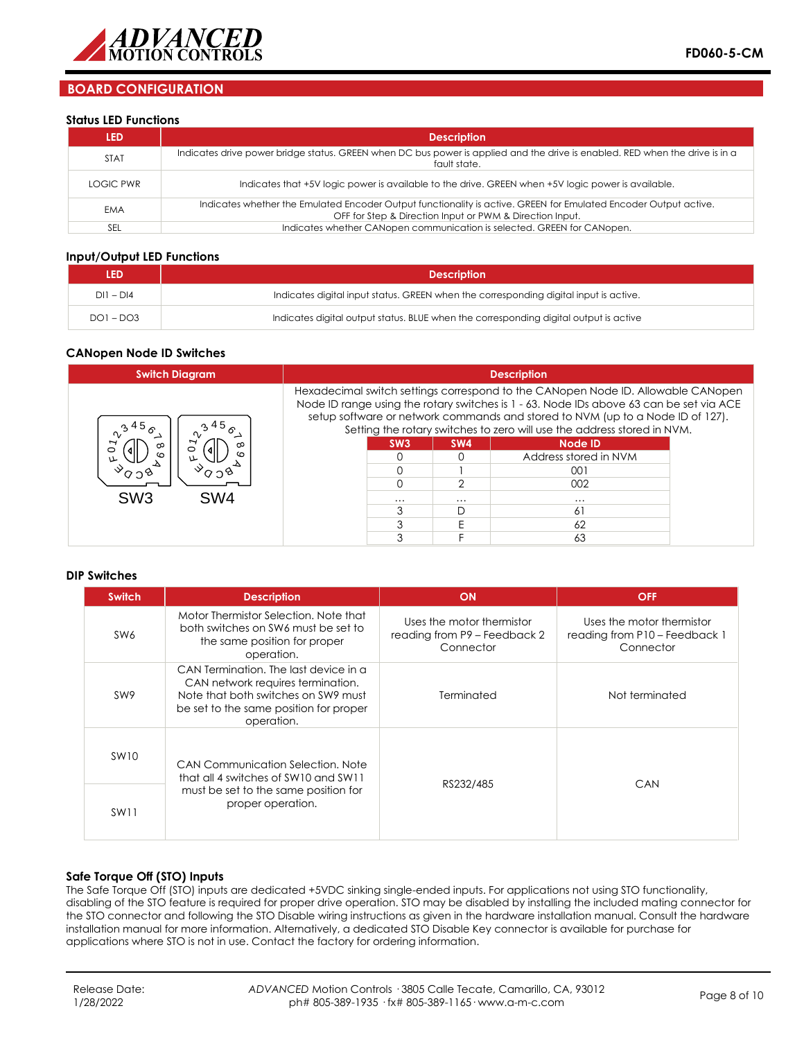## BOARD CONFIGURATION

### Status LED Functions

| LED | Description |
|---|---|
| STAT | Indicates drive power bridge status. GREEN when DC bus power is applied and the drive is enabled. RED when the drive is in a fault state. |
| LOGIC PWR | Indicates that +5V logic power is available to the drive. GREEN when +5V logic power is available. |
| EMA | Indicates whether the Emulated Encoder Output functionality is active. GREEN for Emulated Encoder Output active. OFF for Step & Direction Input or PWM & Direction Input. |
| SEL | Indicates whether CANopen communication is selected. GREEN for CANopen. |

### Input/Output LED Functions

| LED | Description |
|---|---|
| DI1 – DI4 | Indicates digital input status. GREEN when the corresponding digital input is active. |
| DO1 – DO3 | Indicates digital output status. BLUE when the corresponding digital output is active |

### CANopen Node ID Switches

| Switch Diagram | Description |
|---|---|
| SW3 SW4 | Hexadecimal switch settings correspond to the CANopen Node ID. Allowable CANopen Node ID range using the rotary switches is 1 - 63. Node IDs above 63 can be set via ACE setup software or network commands and stored to NVM (up to a Node ID of 127). Setting the rotary switches to zero will use the address stored in NVM. |

| SW3 | SW4 | Node ID |
|---|---|---|
| 0 | 0 | Address stored in NVM |
| 0 | 1 | 001 |
| 0 | 2 | 002 |
| ... | ... | ... |
| 3 | D | 61 |
| 3 | E | 62 |
| 3 | F | 63 |

### DIP Switches

| Switch | Description | ON | OFF |
|---|---|---|---|
| SW6 | Motor Thermistor Selection. Note that both switches on SW6 must be set to the same position for proper operation. | Uses the motor thermistor reading from P9 – Feedback 2 Connector | Uses the motor thermistor reading from P10 – Feedback 1 Connector |
| SW9 | CAN Termination. The last device in a CAN network requires termination. Note that both switches on SW9 must be set to the same position for proper operation. | Terminated | Not terminated |
| SW10 | CAN Communication Selection. Note that all 4 switches of SW10 and SW11 must be set to the same position for proper operation. | RS232/485 | CAN |
| SW11 | | | |

### Safe Torque Off (STO) Inputs

The Safe Torque Off (STO) inputs are dedicated +5VDC sinking single-ended inputs. For applications not using STO functionality, disabling of the STO feature is required for proper drive operation. STO may be disabled by installing the included mating connector for the STO connector and following the STO Disable wiring instructions as given in the hardware installation manual. Consult the hardware installation manual for more information. Alternatively, a dedicated STO Disable Key connector is available for purchase for applications where STO is not in use. Contact the factory for ordering information.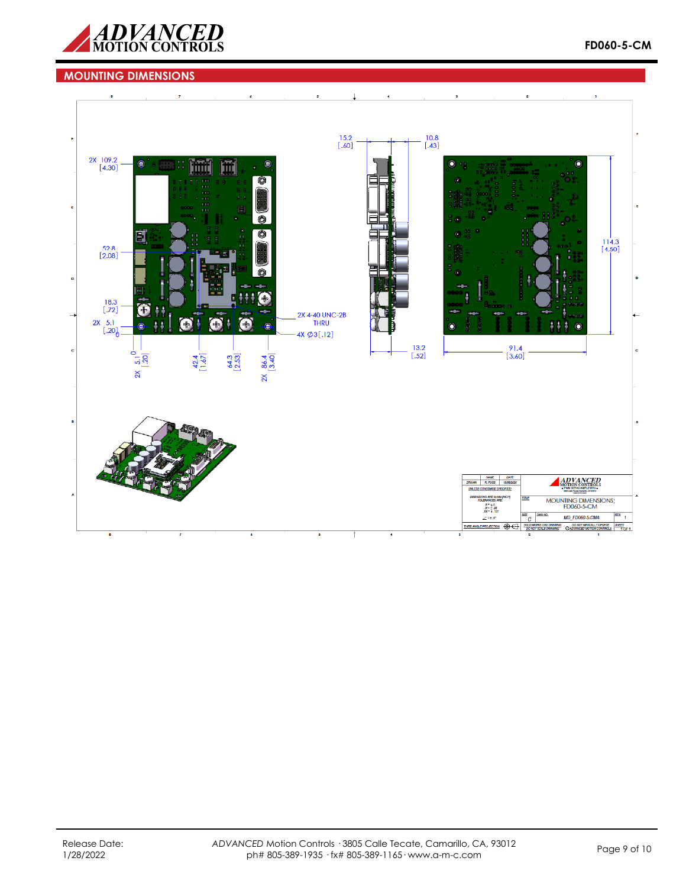## MOUNTING DIMENSIONS

2X 109.2 [4.30]

52.8 [2.08]

18.3 [.72]

2X 5.1 [.20]

0

0

2X 5.1 [.20]

42.4 [1.67]

64.3 [2.53]

2X 86.4 [3.40]

2X 4-40 UNC-2B THRU

4X ∅3 [.12]

15.2 [.60]

10.8 [.43]

13.2 [.52]

114.3 [4.50]

91.4 [3.60]

| NAME | DATE |
|---|---|
| DRAWN | R. FOSS | 10/08/2020 |

UNLESS OTHERWISE SPECIFIED:

DIMENSIONS ARE IN MM [INCH]

TOLERANCES ARE:

X = ± .5

.X = ± .25

.XX = ± .127

∠ = ± .5°

THIRD ANGLE PROJECTION

ADVANCED MOTION CONTROLS

TITLE: MOUNTING DIMENSIONS; FD060-5-CM

SIZE: C

DWG NO. MD_FD060-5-CMA

REV: 1

SOLIDWORKS CAD DRAWING DO NOT SCALE DRAWING

DO NOT MANUALLY UPDATE © ADVANCED MOTION CONTROLS

SHEET 1 OF 1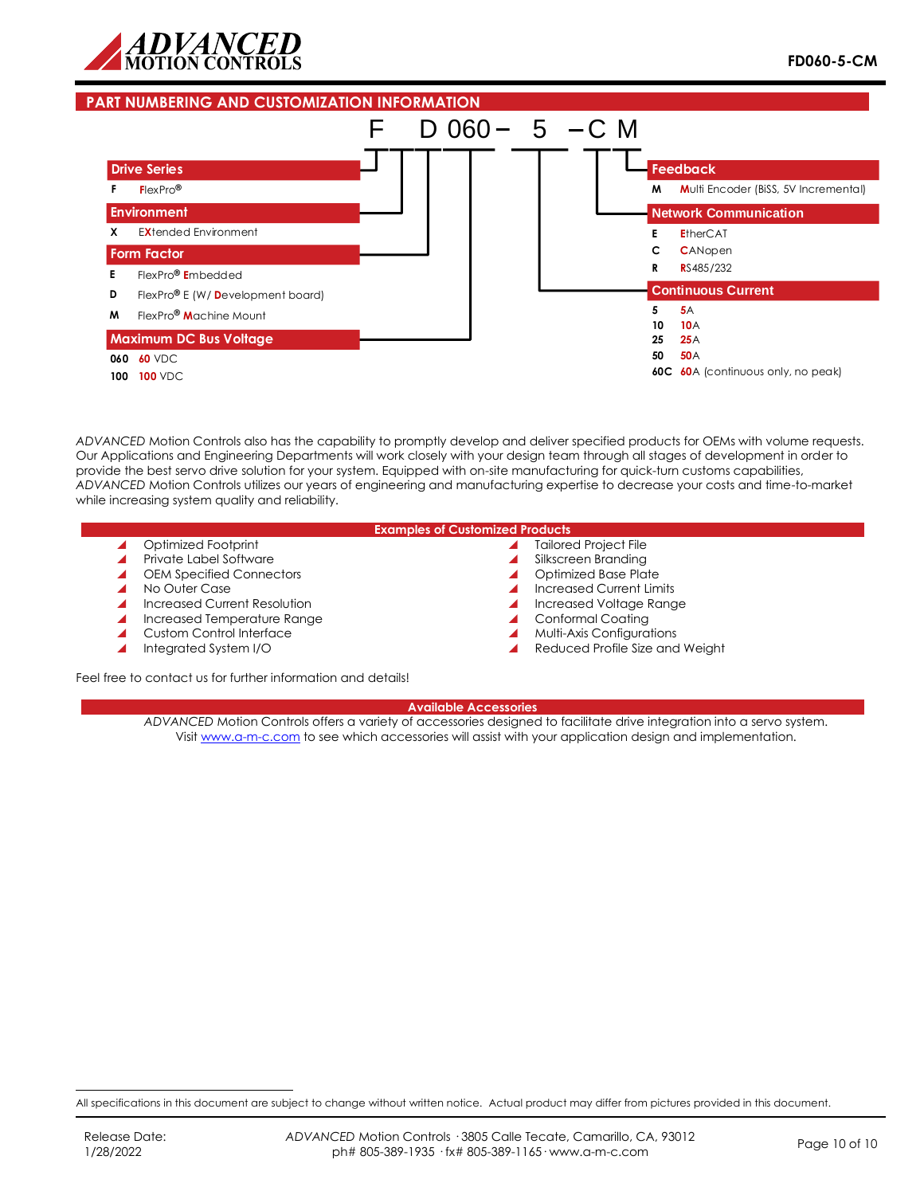## PART NUMBERING AND CUSTOMIZATION INFORMATION

F D 060 – 5 –C M

**Drive Series**

| | |
|---|---|
| F | FlexPro® |

**Environment**

| | |
|---|---|
| X | EXtended Environment |

**Form Factor**

| | |
|---|---|
| E | FlexPro® Embedded |
| D | FlexPro® E (W/ Development board) |
| M | FlexPro® Machine Mount |

**Maximum DC Bus Voltage**

| | |
|---|---|
| 060 | 60 VDC |
| 100 | 100 VDC |

**Feedback**

| | |
|---|---|
| M | Multi Encoder (BiSS, 5V Incremental) |

**Network Communication**

| | |
|---|---|
| E | EtherCAT |
| C | CANopen |
| R | RS485/232 |

**Continuous Current**

| | |
|---|---|
| 5 | 5A |
| 10 | 10A |
| 25 | 25A |
| 50 | 50A |
| 60C | 60A (continuous only, no peak) |

*ADVANCED* Motion Controls also has the capability to promptly develop and deliver specified products for OEMs with volume requests. Our Applications and Engineering Departments will work closely with your design team through all stages of development in order to provide the best servo drive solution for your system. Equipped with on-site manufacturing for quick-turn customs capabilities, *ADVANCED* Motion Controls utilizes our years of engineering and manufacturing expertise to decrease your costs and time-to-market while increasing system quality and reliability.

### Examples of Customized Products

- Optimized Footprint
- Private Label Software
- OEM Specified Connectors
- No Outer Case
- Increased Current Resolution
- Increased Temperature Range
- Custom Control Interface
- Integrated System I/O
- Tailored Project File
- Silkscreen Branding
- Optimized Base Plate
- Increased Current Limits
- Increased Voltage Range
- Conformal Coating
- Multi-Axis Configurations
- Reduced Profile Size and Weight

Feel free to contact us for further information and details!

### Available Accessories

*ADVANCED* Motion Controls offers a variety of accessories designed to facilitate drive integration into a servo system. Visit www.a-m-c.com to see which accessories will assist with your application design and implementation.

All specifications in this document are subject to change without written notice. Actual product may differ from pictures provided in this document.